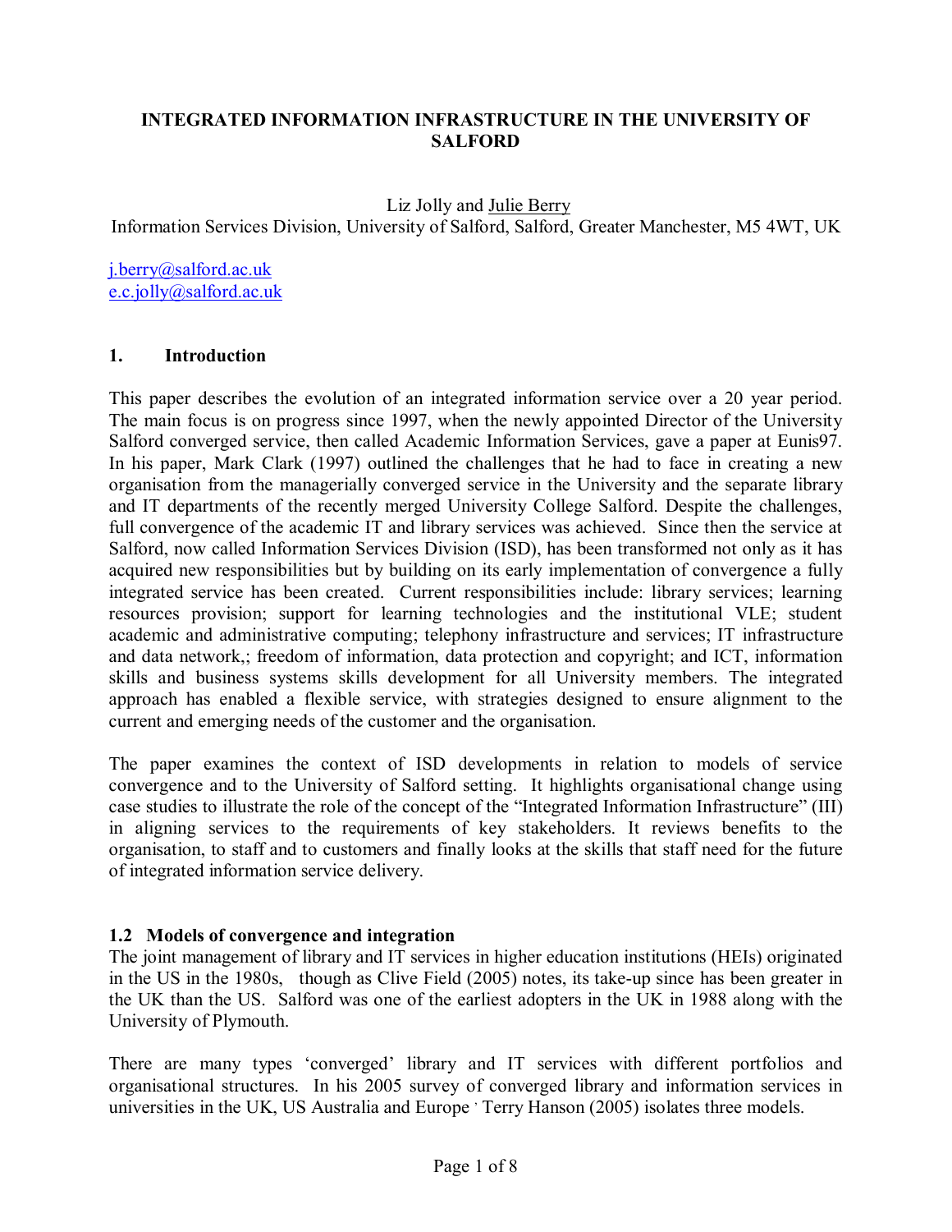**INTEGRATED INFORMATION INFRASTRUCTURE IN THE UNIVERSITY OF SALFORD**

Liz Jolly and Julie Berry

Information Services Division, University of Salford, Salford, Greater Manchester, M5 4WT, UK

j.berry@salford.ac.uk
e.c.jolly@salford.ac.uk

## 1. Introduction

This paper describes the evolution of an integrated information service over a 20 year period. The main focus is on progress since 1997, when the newly appointed Director of the University Salford converged service, then called Academic Information Services, gave a paper at Eunis97. In his paper, Mark Clark (1997) outlined the challenges that he had to face in creating a new organisation from the managerially converged service in the University and the separate library and IT departments of the recently merged University College Salford. Despite the challenges, full convergence of the academic IT and library services was achieved. Since then the service at Salford, now called Information Services Division (ISD), has been transformed not only as it has acquired new responsibilities but by building on its early implementation of convergence a fully integrated service has been created. Current responsibilities include: library services; learning resources provision; support for learning technologies and the institutional VLE; student academic and administrative computing; telephony infrastructure and services; IT infrastructure and data network,; freedom of information, data protection and copyright; and ICT, information skills and business systems skills development for all University members. The integrated approach has enabled a flexible service, with strategies designed to ensure alignment to the current and emerging needs of the customer and the organisation.

The paper examines the context of ISD developments in relation to models of service convergence and to the University of Salford setting. It highlights organisational change using case studies to illustrate the role of the concept of the "Integrated Information Infrastructure" (III) in aligning services to the requirements of key stakeholders. It reviews benefits to the organisation, to staff and to customers and finally looks at the skills that staff need for the future of integrated information service delivery.

### 1.2 Models of convergence and integration

The joint management of library and IT services in higher education institutions (HEIs) originated in the US in the 1980s, though as Clive Field (2005) notes, its take-up since has been greater in the UK than the US. Salford was one of the earliest adopters in the UK in 1988 along with the University of Plymouth.

There are many types 'converged' library and IT services with different portfolios and organisational structures. In his 2005 survey of converged library and information services in universities in the UK, US Australia and Europe ' Terry Hanson (2005) isolates three models.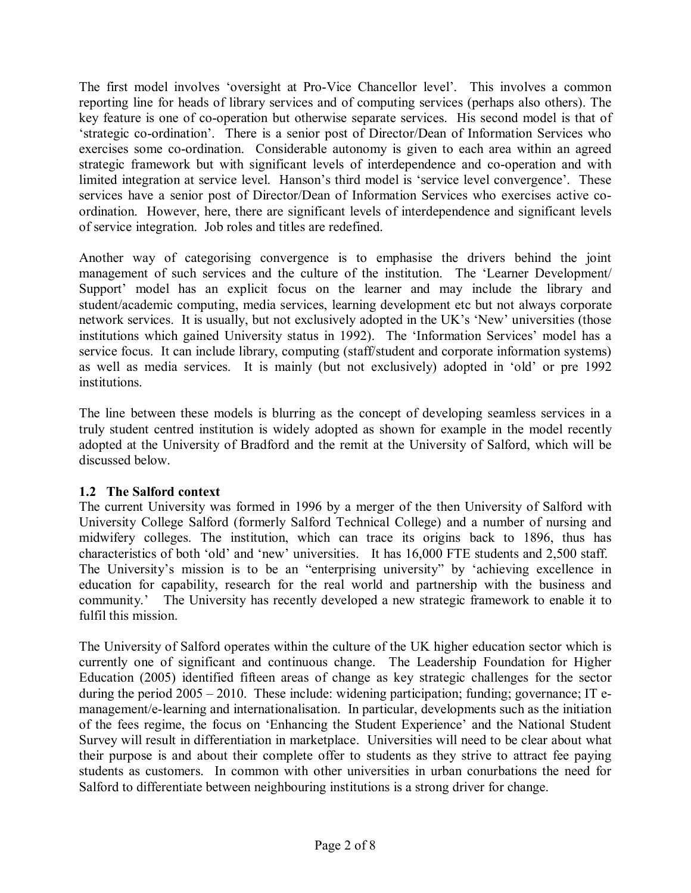The first model involves 'oversight at Pro-Vice Chancellor level'. This involves a common reporting line for heads of library services and of computing services (perhaps also others). The key feature is one of co-operation but otherwise separate services. His second model is that of 'strategic co-ordination'. There is a senior post of Director/Dean of Information Services who exercises some co-ordination. Considerable autonomy is given to each area within an agreed strategic framework but with significant levels of interdependence and co-operation and with limited integration at service level. Hanson's third model is 'service level convergence'. These services have a senior post of Director/Dean of Information Services who exercises active co-ordination. However, here, there are significant levels of interdependence and significant levels of service integration. Job roles and titles are redefined.

Another way of categorising convergence is to emphasise the drivers behind the joint management of such services and the culture of the institution. The 'Learner Development/ Support' model has an explicit focus on the learner and may include the library and student/academic computing, media services, learning development etc but not always corporate network services. It is usually, but not exclusively adopted in the UK's 'New' universities (those institutions which gained University status in 1992). The 'Information Services' model has a service focus. It can include library, computing (staff/student and corporate information systems) as well as media services. It is mainly (but not exclusively) adopted in 'old' or pre 1992 institutions.

The line between these models is blurring as the concept of developing seamless services in a truly student centred institution is widely adopted as shown for example in the model recently adopted at the University of Bradford and the remit at the University of Salford, which will be discussed below.

### 1.2 The Salford context

The current University was formed in 1996 by a merger of the then University of Salford with University College Salford (formerly Salford Technical College) and a number of nursing and midwifery colleges. The institution, which can trace its origins back to 1896, thus has characteristics of both 'old' and 'new' universities. It has 16,000 FTE students and 2,500 staff. The University's mission is to be an "enterprising university" by 'achieving excellence in education for capability, research for the real world and partnership with the business and community.' The University has recently developed a new strategic framework to enable it to fulfil this mission.

The University of Salford operates within the culture of the UK higher education sector which is currently one of significant and continuous change. The Leadership Foundation for Higher Education (2005) identified fifteen areas of change as key strategic challenges for the sector during the period 2005 – 2010. These include: widening participation; funding; governance; IT e-management/e-learning and internationalisation. In particular, developments such as the initiation of the fees regime, the focus on 'Enhancing the Student Experience' and the National Student Survey will result in differentiation in marketplace. Universities will need to be clear about what their purpose is and about their complete offer to students as they strive to attract fee paying students as customers. In common with other universities in urban conurbations the need for Salford to differentiate between neighbouring institutions is a strong driver for change.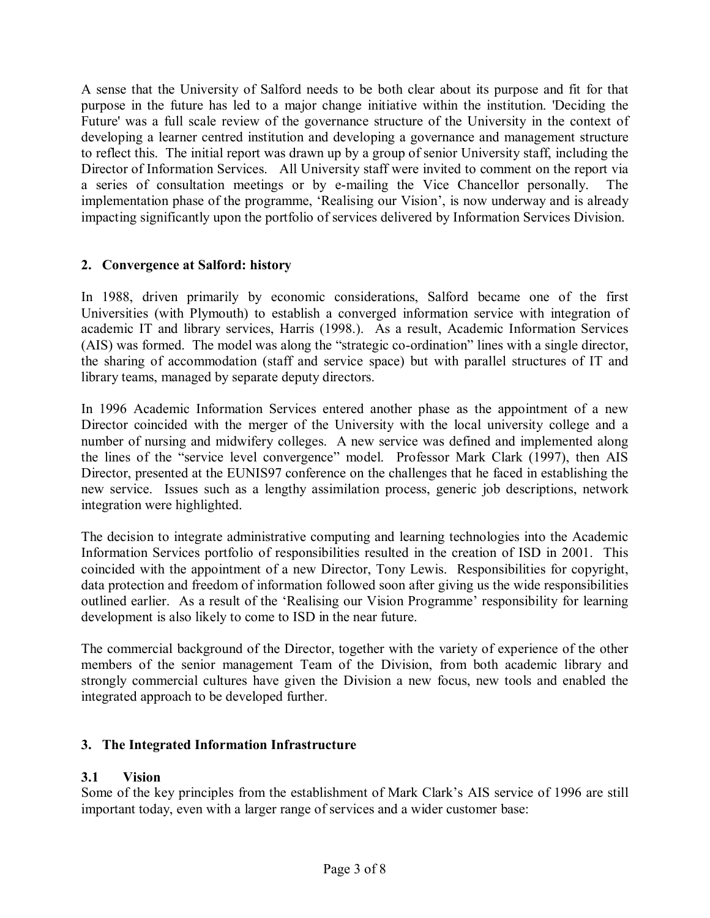A sense that the University of Salford needs to be both clear about its purpose and fit for that purpose in the future has led to a major change initiative within the institution. 'Deciding the Future' was a full scale review of the governance structure of the University in the context of developing a learner centred institution and developing a governance and management structure to reflect this. The initial report was drawn up by a group of senior University staff, including the Director of Information Services. All University staff were invited to comment on the report via a series of consultation meetings or by e-mailing the Vice Chancellor personally. The implementation phase of the programme, 'Realising our Vision', is now underway and is already impacting significantly upon the portfolio of services delivered by Information Services Division.

## 2. Convergence at Salford: history

In 1988, driven primarily by economic considerations, Salford became one of the first Universities (with Plymouth) to establish a converged information service with integration of academic IT and library services, Harris (1998.). As a result, Academic Information Services (AIS) was formed. The model was along the "strategic co-ordination" lines with a single director, the sharing of accommodation (staff and service space) but with parallel structures of IT and library teams, managed by separate deputy directors.

In 1996 Academic Information Services entered another phase as the appointment of a new Director coincided with the merger of the University with the local university college and a number of nursing and midwifery colleges. A new service was defined and implemented along the lines of the "service level convergence" model. Professor Mark Clark (1997), then AIS Director, presented at the EUNIS97 conference on the challenges that he faced in establishing the new service. Issues such as a lengthy assimilation process, generic job descriptions, network integration were highlighted.

The decision to integrate administrative computing and learning technologies into the Academic Information Services portfolio of responsibilities resulted in the creation of ISD in 2001. This coincided with the appointment of a new Director, Tony Lewis. Responsibilities for copyright, data protection and freedom of information followed soon after giving us the wide responsibilities outlined earlier. As a result of the 'Realising our Vision Programme' responsibility for learning development is also likely to come to ISD in the near future.

The commercial background of the Director, together with the variety of experience of the other members of the senior management Team of the Division, from both academic library and strongly commercial cultures have given the Division a new focus, new tools and enabled the integrated approach to be developed further.

## 3. The Integrated Information Infrastructure

### 3.1 Vision

Some of the key principles from the establishment of Mark Clark's AIS service of 1996 are still important today, even with a larger range of services and a wider customer base: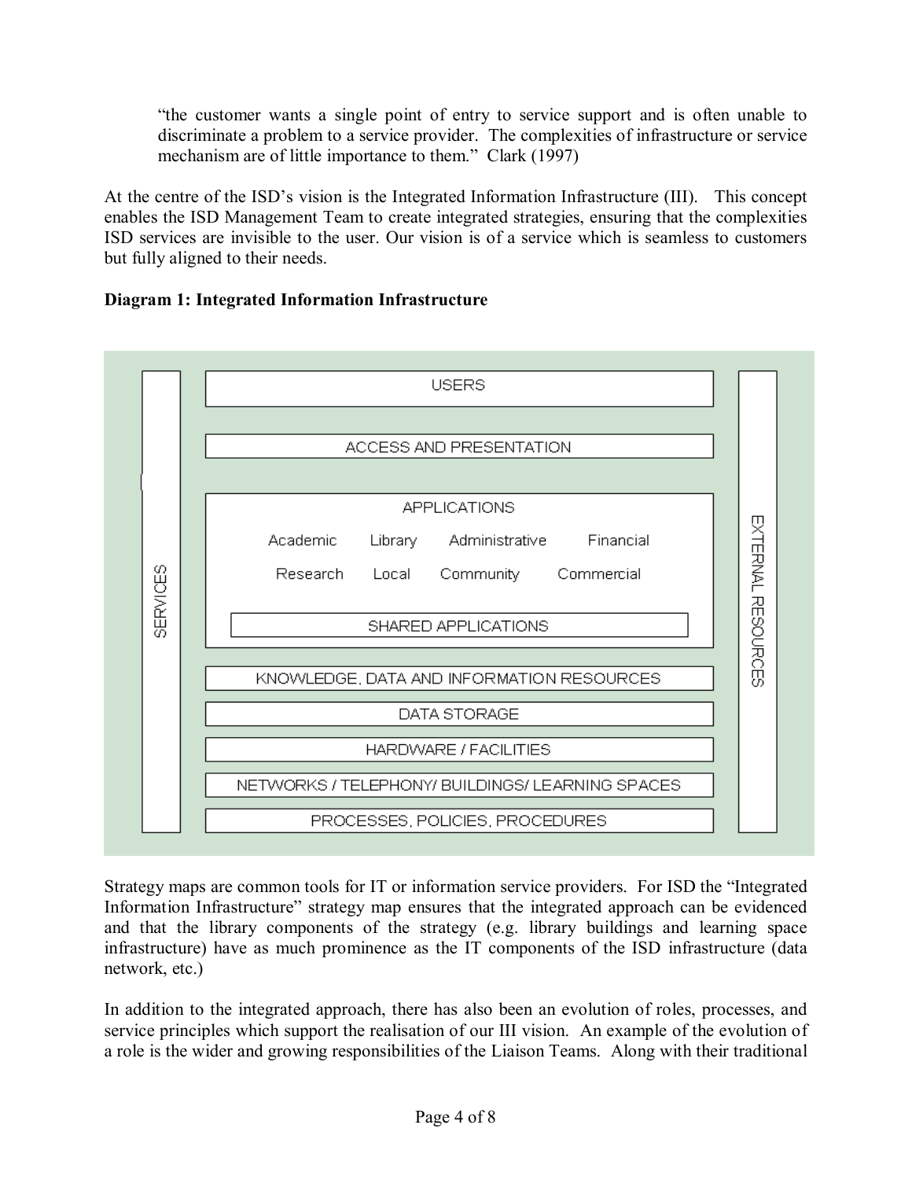> "the customer wants a single point of entry to service support and is often unable to discriminate a problem to a service provider. The complexities of infrastructure or service mechanism are of little importance to them." Clark (1997)

At the centre of the ISD's vision is the Integrated Information Infrastructure (III). This concept enables the ISD Management Team to create integrated strategies, ensuring that the complexities ISD services are invisible to the user. Our vision is of a service which is seamless to customers but fully aligned to their needs.

**Diagram 1: Integrated Information Infrastructure**

| SERVICES | Layers | EXTERNAL RESOURCES |
|---|---|---|
| | USERS | |
| | ACCESS AND PRESENTATION | |
| | APPLICATIONS: Academic, Library, Administrative, Financial, Research, Local, Community, Commercial; SHARED APPLICATIONS | |
| | KNOWLEDGE, DATA AND INFORMATION RESOURCES | |
| | DATA STORAGE | |
| | HARDWARE / FACILITIES | |
| | NETWORKS / TELEPHONY/ BUILDINGS/ LEARNING SPACES | |
| | PROCESSES, POLICIES, PROCEDURES | |

Strategy maps are common tools for IT or information service providers. For ISD the "Integrated Information Infrastructure" strategy map ensures that the integrated approach can be evidenced and that the library components of the strategy (e.g. library buildings and learning space infrastructure) have as much prominence as the IT components of the ISD infrastructure (data network, etc.)

In addition to the integrated approach, there has also been an evolution of roles, processes, and service principles which support the realisation of our III vision. An example of the evolution of a role is the wider and growing responsibilities of the Liaison Teams. Along with their traditional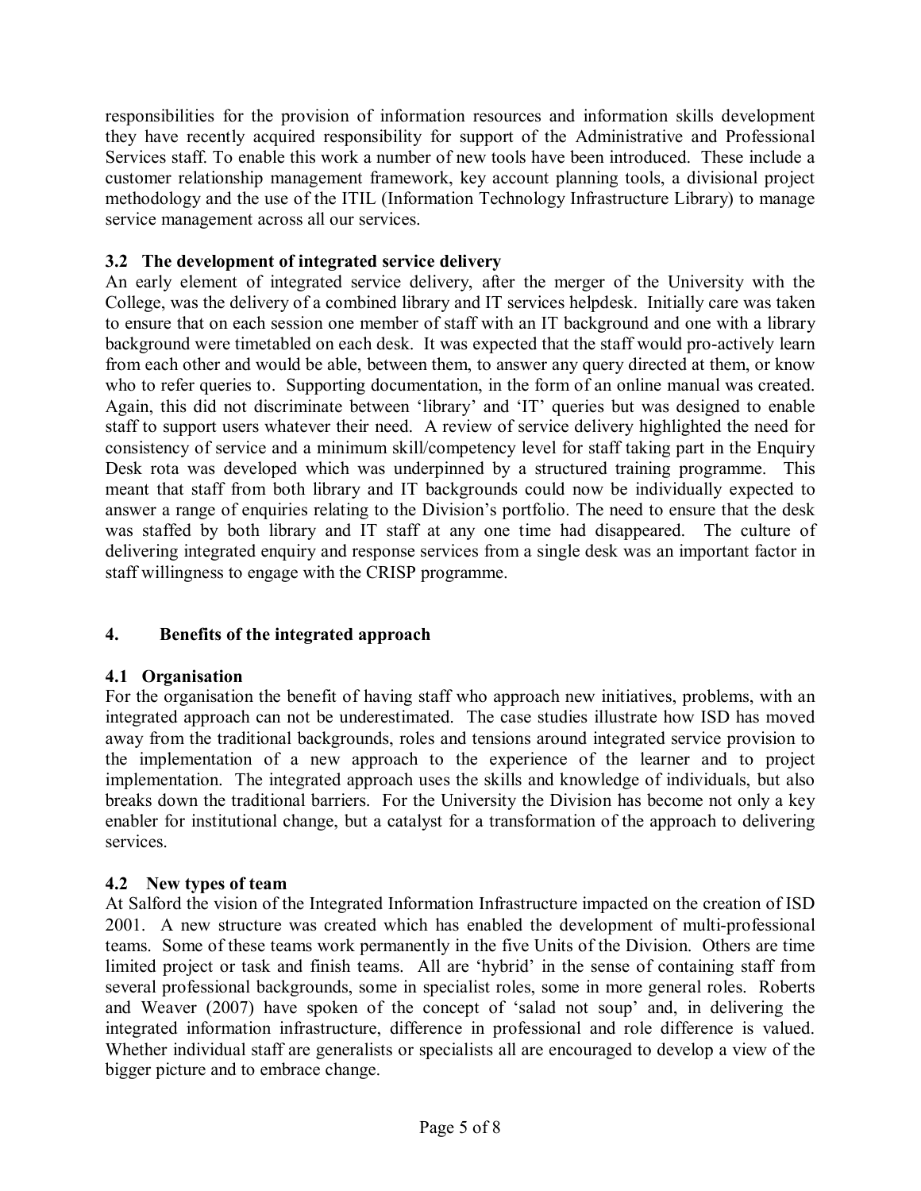responsibilities for the provision of information resources and information skills development they have recently acquired responsibility for support of the Administrative and Professional Services staff. To enable this work a number of new tools have been introduced. These include a customer relationship management framework, key account planning tools, a divisional project methodology and the use of the ITIL (Information Technology Infrastructure Library) to manage service management across all our services.

### 3.2 The development of integrated service delivery

An early element of integrated service delivery, after the merger of the University with the College, was the delivery of a combined library and IT services helpdesk. Initially care was taken to ensure that on each session one member of staff with an IT background and one with a library background were timetabled on each desk. It was expected that the staff would pro-actively learn from each other and would be able, between them, to answer any query directed at them, or know who to refer queries to. Supporting documentation, in the form of an online manual was created. Again, this did not discriminate between 'library' and 'IT' queries but was designed to enable staff to support users whatever their need. A review of service delivery highlighted the need for consistency of service and a minimum skill/competency level for staff taking part in the Enquiry Desk rota was developed which was underpinned by a structured training programme. This meant that staff from both library and IT backgrounds could now be individually expected to answer a range of enquiries relating to the Division's portfolio. The need to ensure that the desk was staffed by both library and IT staff at any one time had disappeared. The culture of delivering integrated enquiry and response services from a single desk was an important factor in staff willingness to engage with the CRISP programme.

## 4. Benefits of the integrated approach

### 4.1 Organisation

For the organisation the benefit of having staff who approach new initiatives, problems, with an integrated approach can not be underestimated. The case studies illustrate how ISD has moved away from the traditional backgrounds, roles and tensions around integrated service provision to the implementation of a new approach to the experience of the learner and to project implementation. The integrated approach uses the skills and knowledge of individuals, but also breaks down the traditional barriers. For the University the Division has become not only a key enabler for institutional change, but a catalyst for a transformation of the approach to delivering services.

### 4.2 New types of team

At Salford the vision of the Integrated Information Infrastructure impacted on the creation of ISD 2001. A new structure was created which has enabled the development of multi-professional teams. Some of these teams work permanently in the five Units of the Division. Others are time limited project or task and finish teams. All are 'hybrid' in the sense of containing staff from several professional backgrounds, some in specialist roles, some in more general roles. Roberts and Weaver (2007) have spoken of the concept of 'salad not soup' and, in delivering the integrated information infrastructure, difference in professional and role difference is valued. Whether individual staff are generalists or specialists all are encouraged to develop a view of the bigger picture and to embrace change.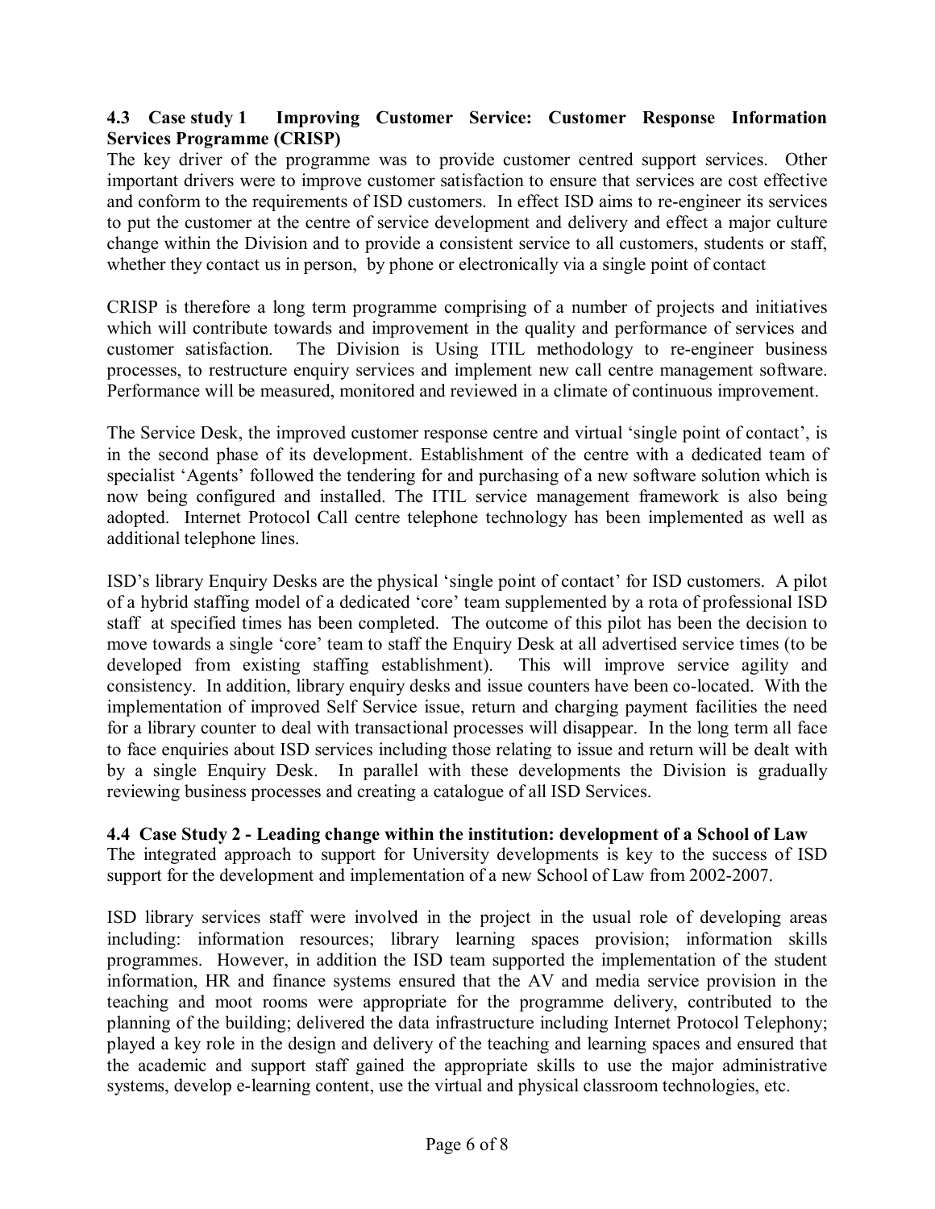### 4.3 Case study 1 Improving Customer Service: Customer Response Information Services Programme (CRISP)

The key driver of the programme was to provide customer centred support services. Other important drivers were to improve customer satisfaction to ensure that services are cost effective and conform to the requirements of ISD customers. In effect ISD aims to re-engineer its services to put the customer at the centre of service development and delivery and effect a major culture change within the Division and to provide a consistent service to all customers, students or staff, whether they contact us in person, by phone or electronically via a single point of contact

CRISP is therefore a long term programme comprising of a number of projects and initiatives which will contribute towards and improvement in the quality and performance of services and customer satisfaction. The Division is Using ITIL methodology to re-engineer business processes, to restructure enquiry services and implement new call centre management software. Performance will be measured, monitored and reviewed in a climate of continuous improvement.

The Service Desk, the improved customer response centre and virtual 'single point of contact', is in the second phase of its development. Establishment of the centre with a dedicated team of specialist 'Agents' followed the tendering for and purchasing of a new software solution which is now being configured and installed. The ITIL service management framework is also being adopted. Internet Protocol Call centre telephone technology has been implemented as well as additional telephone lines.

ISD's library Enquiry Desks are the physical 'single point of contact' for ISD customers. A pilot of a hybrid staffing model of a dedicated 'core' team supplemented by a rota of professional ISD staff at specified times has been completed. The outcome of this pilot has been the decision to move towards a single 'core' team to staff the Enquiry Desk at all advertised service times (to be developed from existing staffing establishment). This will improve service agility and consistency. In addition, library enquiry desks and issue counters have been co-located. With the implementation of improved Self Service issue, return and charging payment facilities the need for a library counter to deal with transactional processes will disappear. In the long term all face to face enquiries about ISD services including those relating to issue and return will be dealt with by a single Enquiry Desk. In parallel with these developments the Division is gradually reviewing business processes and creating a catalogue of all ISD Services.

### 4.4 Case Study 2 - Leading change within the institution: development of a School of Law

The integrated approach to support for University developments is key to the success of ISD support for the development and implementation of a new School of Law from 2002-2007.

ISD library services staff were involved in the project in the usual role of developing areas including: information resources; library learning spaces provision; information skills programmes. However, in addition the ISD team supported the implementation of the student information, HR and finance systems ensured that the AV and media service provision in the teaching and moot rooms were appropriate for the programme delivery, contributed to the planning of the building; delivered the data infrastructure including Internet Protocol Telephony; played a key role in the design and delivery of the teaching and learning spaces and ensured that the academic and support staff gained the appropriate skills to use the major administrative systems, develop e-learning content, use the virtual and physical classroom technologies, etc.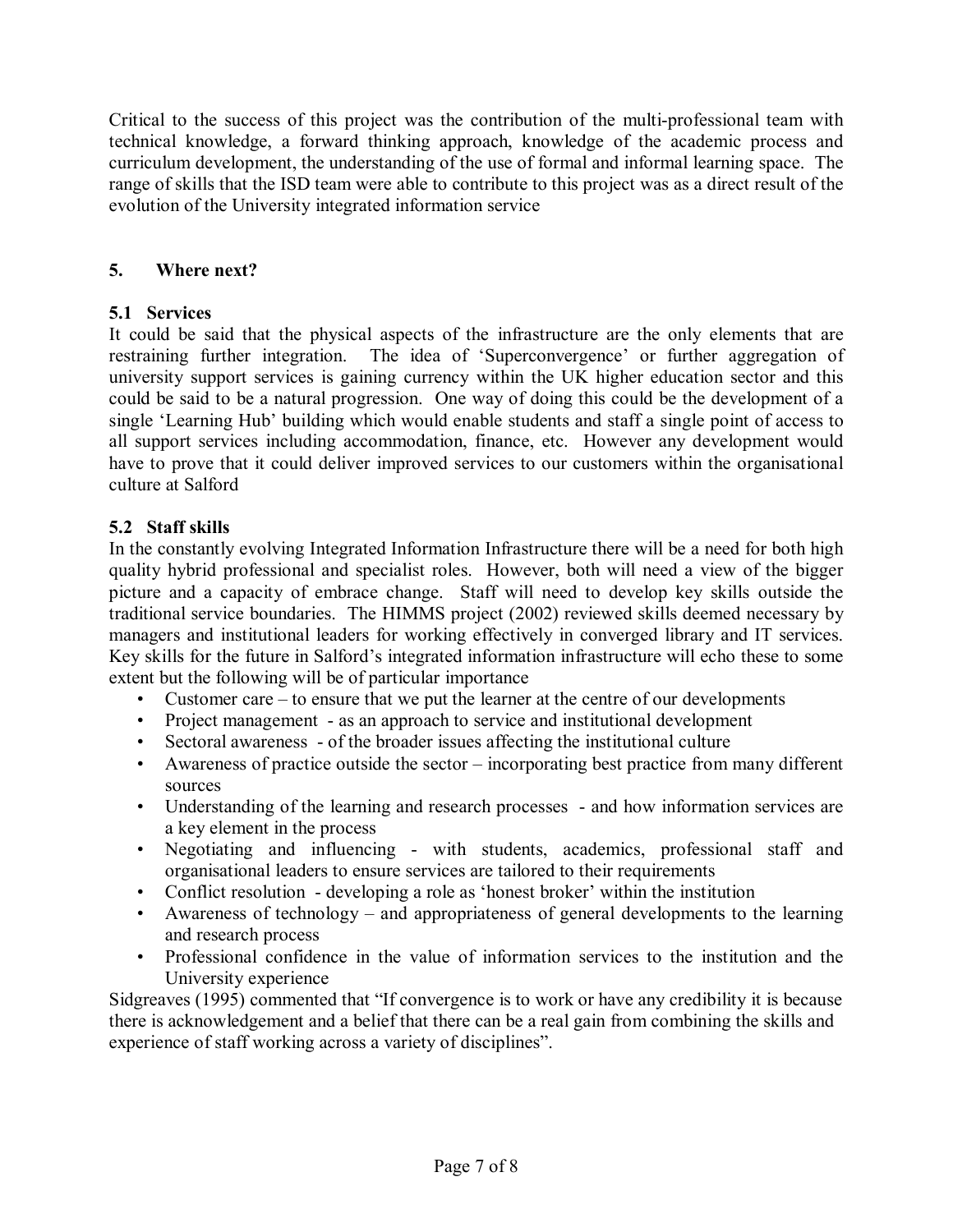Critical to the success of this project was the contribution of the multi-professional team with technical knowledge, a forward thinking approach, knowledge of the academic process and curriculum development, the understanding of the use of formal and informal learning space. The range of skills that the ISD team were able to contribute to this project was as a direct result of the evolution of the University integrated information service

## 5. Where next?

### 5.1 Services

It could be said that the physical aspects of the infrastructure are the only elements that are restraining further integration. The idea of 'Superconvergence' or further aggregation of university support services is gaining currency within the UK higher education sector and this could be said to be a natural progression. One way of doing this could be the development of a single 'Learning Hub' building which would enable students and staff a single point of access to all support services including accommodation, finance, etc. However any development would have to prove that it could deliver improved services to our customers within the organisational culture at Salford

### 5.2 Staff skills

In the constantly evolving Integrated Information Infrastructure there will be a need for both high quality hybrid professional and specialist roles. However, both will need a view of the bigger picture and a capacity of embrace change. Staff will need to develop key skills outside the traditional service boundaries. The HIMMS project (2002) reviewed skills deemed necessary by managers and institutional leaders for working effectively in converged library and IT services. Key skills for the future in Salford's integrated information infrastructure will echo these to some extent but the following will be of particular importance

- Customer care – to ensure that we put the learner at the centre of our developments
- Project management - as an approach to service and institutional development
- Sectoral awareness - of the broader issues affecting the institutional culture
- Awareness of practice outside the sector – incorporating best practice from many different sources
- Understanding of the learning and research processes - and how information services are a key element in the process
- Negotiating and influencing - with students, academics, professional staff and organisational leaders to ensure services are tailored to their requirements
- Conflict resolution - developing a role as 'honest broker' within the institution
- Awareness of technology – and appropriateness of general developments to the learning and research process
- Professional confidence in the value of information services to the institution and the University experience

Sidgreaves (1995) commented that "If convergence is to work or have any credibility it is because there is acknowledgement and a belief that there can be a real gain from combining the skills and experience of staff working across a variety of disciplines".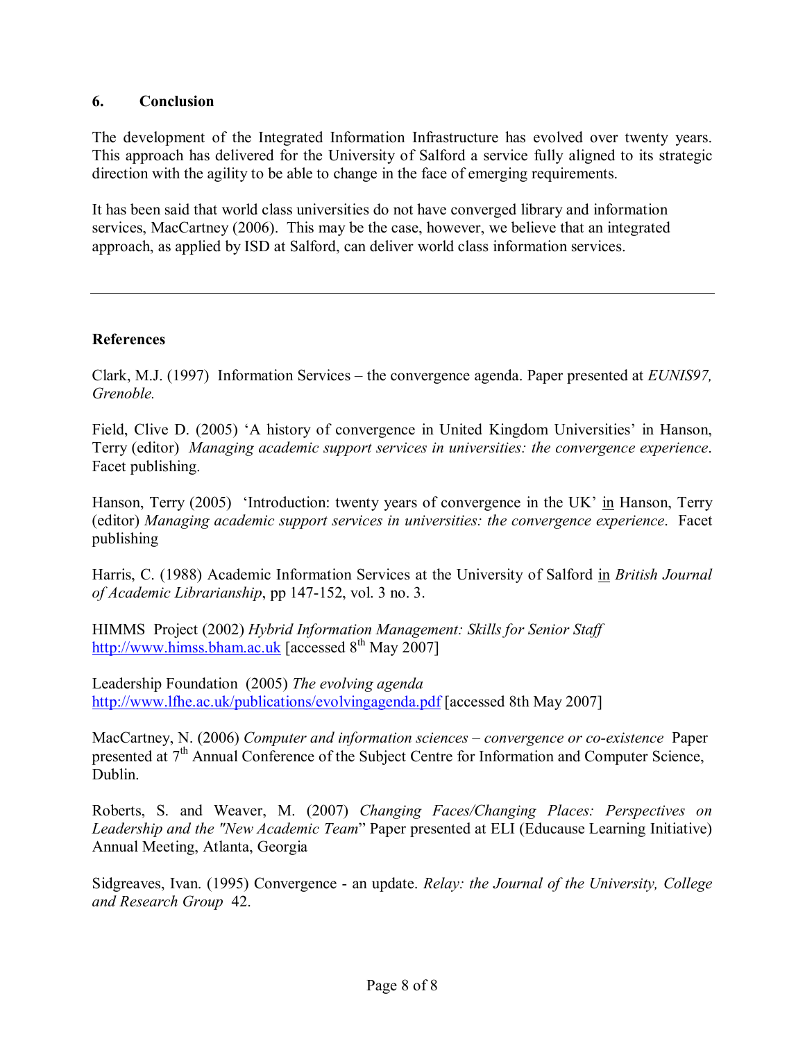## 6. Conclusion

The development of the Integrated Information Infrastructure has evolved over twenty years. This approach has delivered for the University of Salford a service fully aligned to its strategic direction with the agility to be able to change in the face of emerging requirements.

It has been said that world class universities do not have converged library and information services, MacCartney (2006). This may be the case, however, we believe that an integrated approach, as applied by ISD at Salford, can deliver world class information services.

---

## References

Clark, M.J. (1997) Information Services – the convergence agenda. Paper presented at *EUNIS97, Grenoble.*

Field, Clive D. (2005) 'A history of convergence in United Kingdom Universities' in Hanson, Terry (editor) *Managing academic support services in universities: the convergence experience*. Facet publishing.

Hanson, Terry (2005) 'Introduction: twenty years of convergence in the UK' in Hanson, Terry (editor) *Managing academic support services in universities: the convergence experience*. Facet publishing

Harris, C. (1988) Academic Information Services at the University of Salford in *British Journal of Academic Librarianship*, pp 147-152, vol. 3 no. 3.

HIMMS Project (2002) *Hybrid Information Management: Skills for Senior Staff* http://www.himss.bham.ac.uk [accessed 8th May 2007]

Leadership Foundation (2005) *The evolving agenda* http://www.lfhe.ac.uk/publications/evolvingagenda.pdf [accessed 8th May 2007]

MacCartney, N. (2006) *Computer and information sciences – convergence or co-existence* Paper presented at 7th Annual Conference of the Subject Centre for Information and Computer Science, Dublin.

Roberts, S. and Weaver, M. (2007) *Changing Faces/Changing Places: Perspectives on Leadership and the "New Academic Team*" Paper presented at ELI (Educause Learning Initiative) Annual Meeting, Atlanta, Georgia

Sidgreaves, Ivan. (1995) Convergence - an update. *Relay: the Journal of the University, College and Research Group* 42.